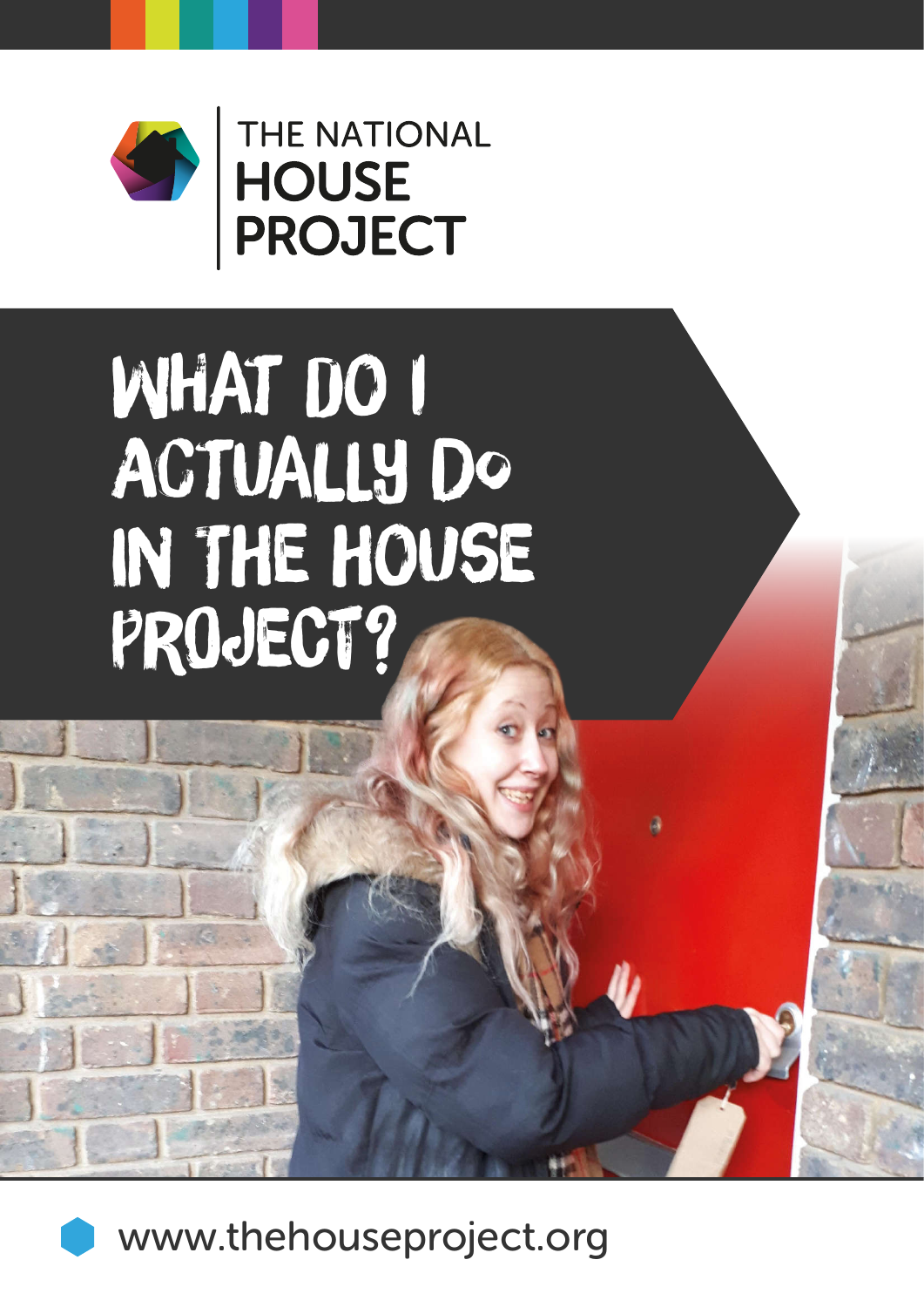THE NATIONAL
HOUSE
PROJECT

# WHAT DO I ACTUALLY DO IN THE HOUSE PROJECT?

www.thehouseproject.org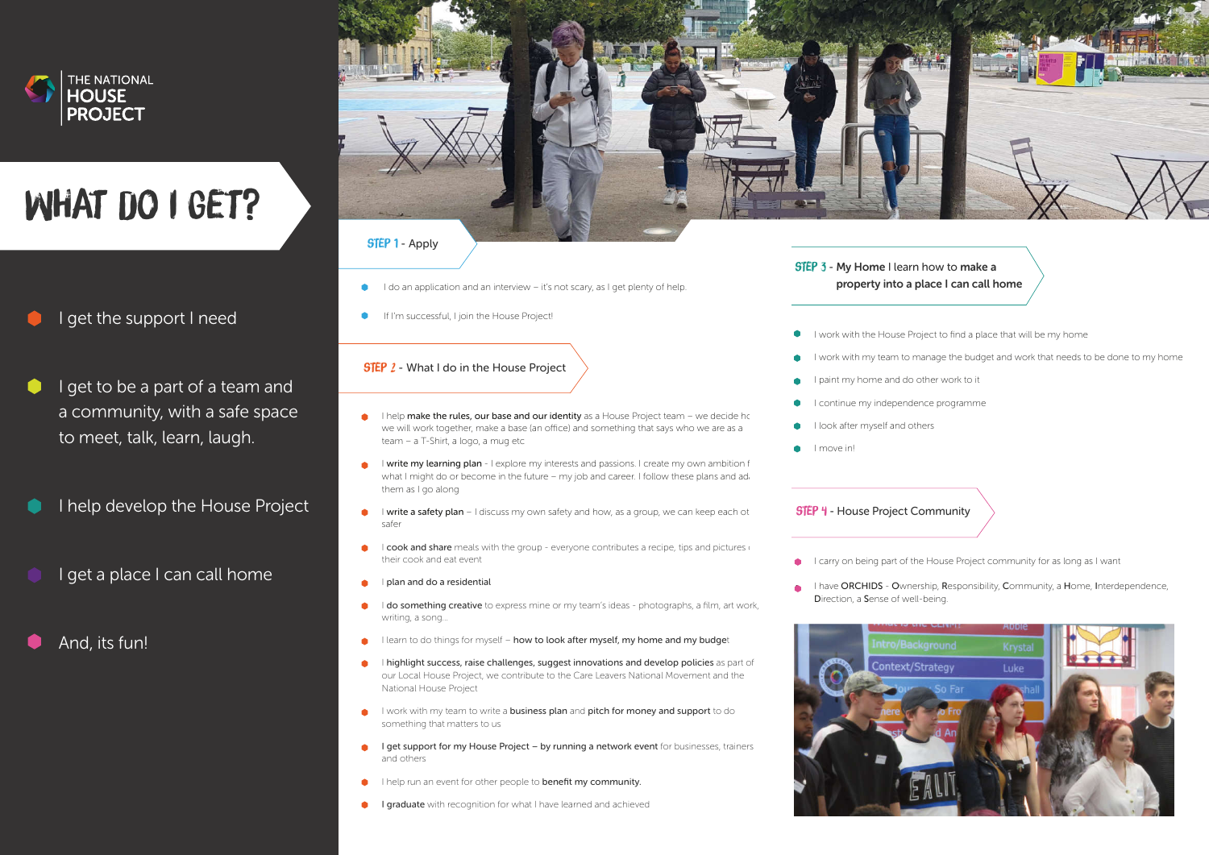THE NATIONAL HOUSE PROJECT

# WHAT DO I GET?

- I get the support I need
- I get to be a part of a team and a community, with a safe space to meet, talk, learn, laugh.
- I help develop the House Project
- I get a place I can call home
- And, its fun!

## STEP 1 - Apply

- I do an application and an interview – it's not scary, as I get plenty of help.
- If I'm successful, I join the House Project!

## STEP 2 - What I do in the House Project

- I help **make the rules, our base and our identity** as a House Project team – we decide hc we will work together, make a base (an office) and something that says who we are as a team – a T-Shirt, a logo, a mug etc
- I **write my learning plan** - I explore my interests and passions. I create my own ambition f what I might do or become in the future – my job and career. I follow these plans and ad them as I go along
- I **write a safety plan** – I discuss my own safety and how, as a group, we can keep each ot safer
- I **cook and share** meals with the group - everyone contributes a recipe, tips and pictures their cook and eat event
- I **plan and do a residential**
- I **do something creative** to express mine or my team's ideas - photographs, a film, art work, writing, a song...
- I learn to do things for myself – **how to look after myself, my home and my budget**
- I **highlight success, raise challenges, suggest innovations and develop policies** as part of our Local House Project, we contribute to the Care Leavers National Movement and the National House Project
- I work with my team to write a **business plan** and **pitch for money and support** to do something that matters to us
- **I get support for my House Project – by running a network event** for businesses, trainers and others
- I help run an event for other people to **benefit my community.**
- **I graduate** with recognition for what I have learned and achieved

## STEP 3 - My Home I learn how to make a property into a place I can call home

- I work with the House Project to find a place that will be my home
- I work with my team to manage the budget and work that needs to be done to my home
- I paint my home and do other work to it
- I continue my independence programme
- I look after myself and others
- I move in!

## STEP 4 - House Project Community

- I carry on being part of the House Project community for as long as I want
- I have **ORCHIDS** - **O**wnership, **R**esponsibility, **C**ommunity, a **H**ome, **I**nterdependence, **D**irection, a **S**ense of well-being.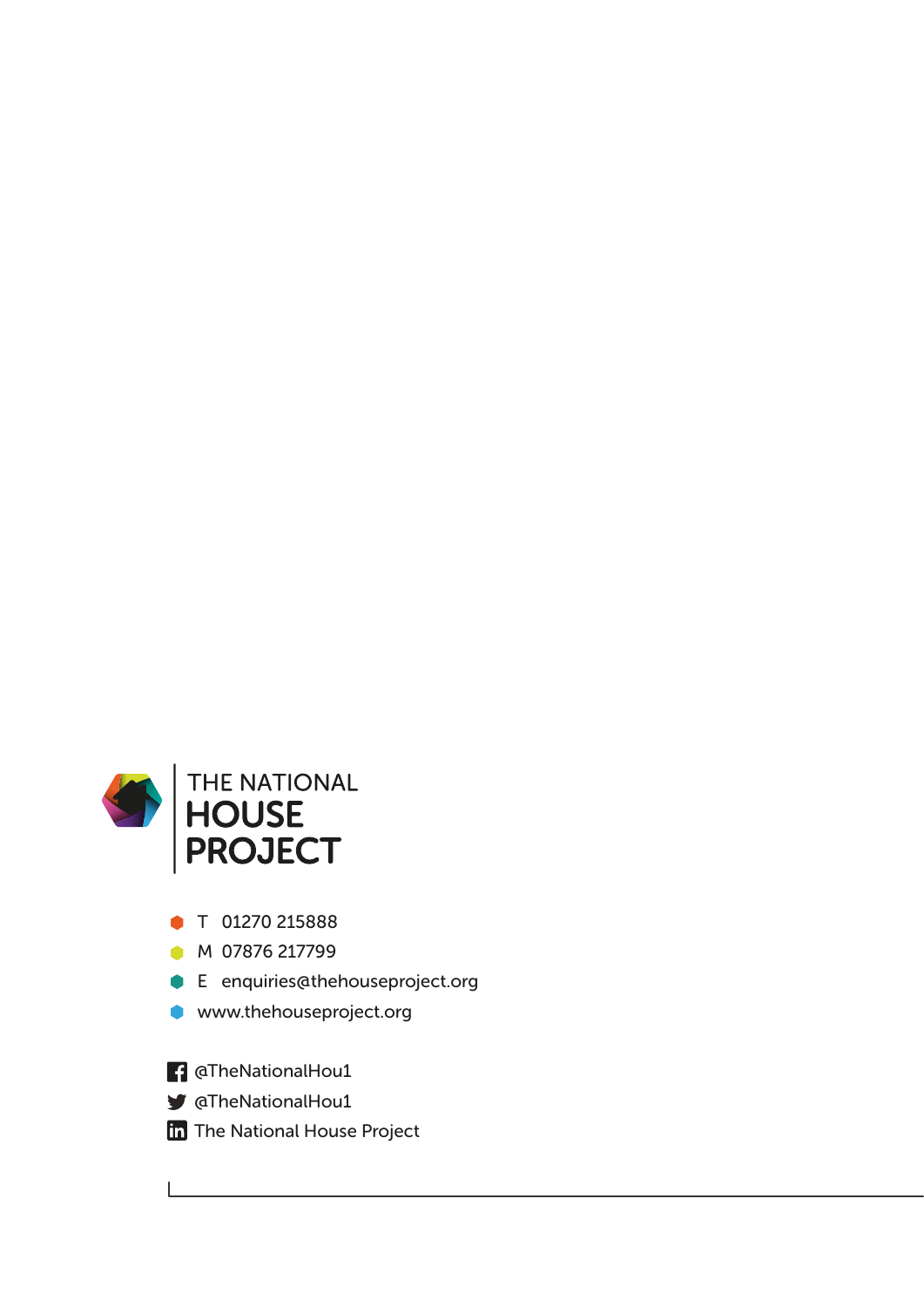THE NATIONAL
**HOUSE**
**PROJECT**

- T 01270 215888
- M 07876 217799
- E enquiries@thehouseproject.org
- www.thehouseproject.org

@TheNationalHou1
@TheNationalHou1
The National House Project